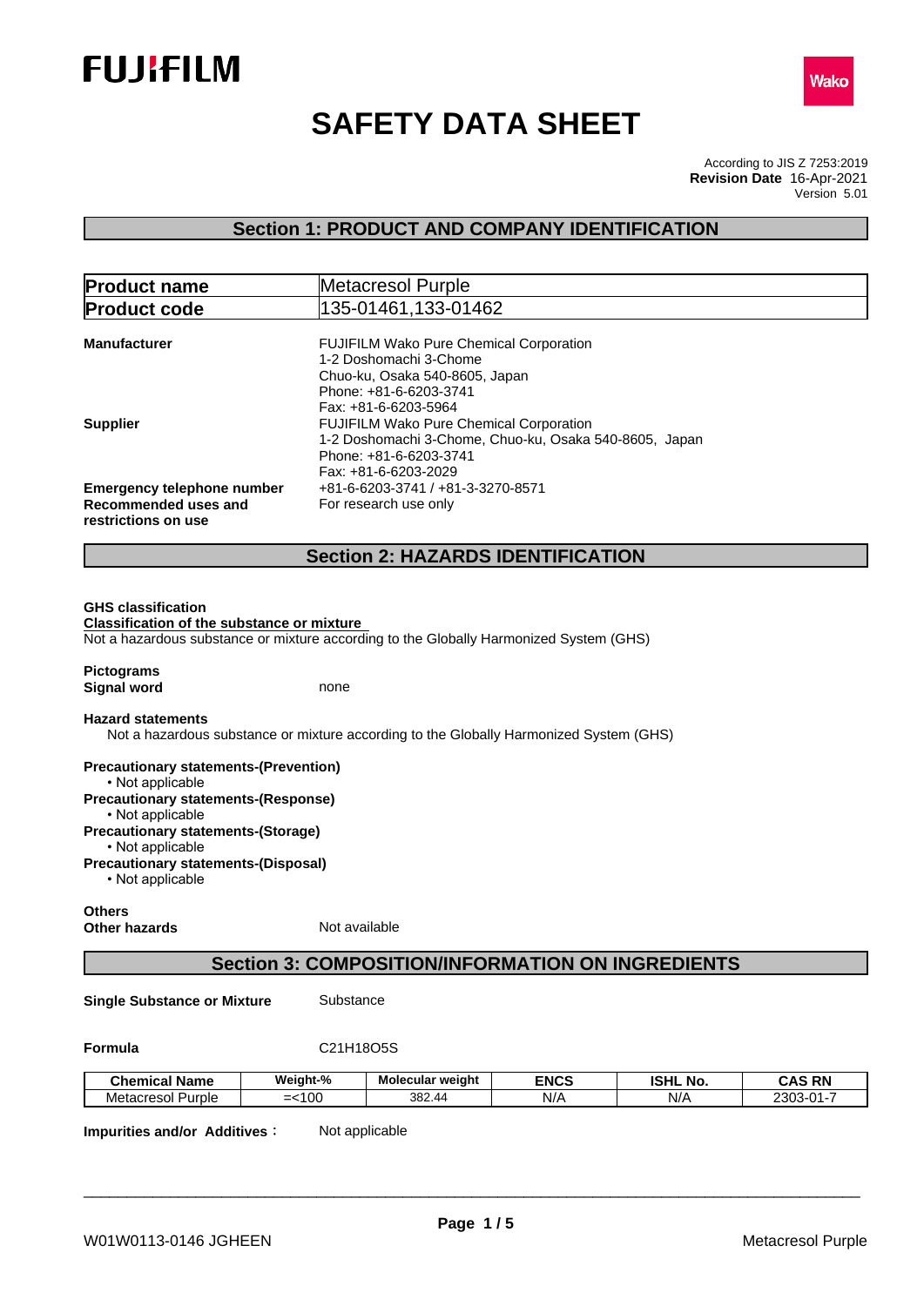FUJIFILM

Wako

# SAFETY DATA SHEET

According to JIS Z 7253:2019
**Revision Date** 16-Apr-2021
Version 5.01

## Section 1: PRODUCT AND COMPANY IDENTIFICATION

| **Product name** | Metacresol Purple |
|---|---|
| **Product code** | 135-01461,133-01462 |

**Manufacturer**
FUJIFILM Wako Pure Chemical Corporation
1-2 Doshomachi 3-Chome
Chuo-ku, Osaka 540-8605, Japan
Phone: +81-6-6203-3741
Fax: +81-6-6203-5964

**Supplier**
FUJIFILM Wako Pure Chemical Corporation
1-2 Doshomachi 3-Chome, Chuo-ku, Osaka 540-8605, Japan
Phone: +81-6-6203-3741
Fax: +81-6-6203-2029

**Emergency telephone number** +81-6-6203-3741 / +81-3-3270-8571

**Recommended uses and restrictions on use** For research use only

## Section 2: HAZARDS IDENTIFICATION

**GHS classification**

**Classification of the substance or mixture**

Not a hazardous substance or mixture according to the Globally Harmonized System (GHS)

**Pictograms**

**Signal word** none

**Hazard statements**

Not a hazardous substance or mixture according to the Globally Harmonized System (GHS)

**Precautionary statements-(Prevention)**
- Not applicable

**Precautionary statements-(Response)**
- Not applicable

**Precautionary statements-(Storage)**
- Not applicable

**Precautionary statements-(Disposal)**
- Not applicable

**Others**

**Other hazards** Not available

## Section 3: COMPOSITION/INFORMATION ON INGREDIENTS

**Single Substance or Mixture** Substance

**Formula** $C_{21}H_{18}O_5S$

| Chemical Name | Weight-% | Molecular weight | ENCS | ISHL No. | CAS RN |
|---|---|---|---|---|---|
| Metacresol Purple | =<100 | 382.44 | N/A | N/A | 2303-01-7 |

**Impurities and/or Additives :** Not applicable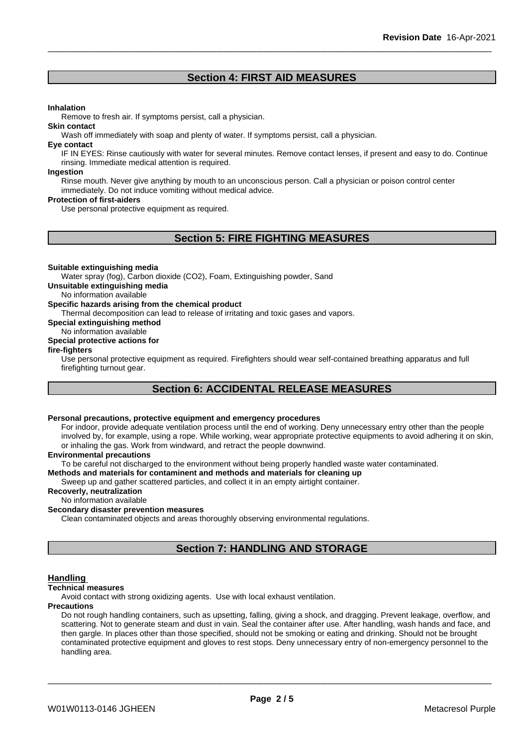## Section 4: FIRST AID MEASURES

**Inhalation**

Remove to fresh air. If symptoms persist, call a physician.

**Skin contact**

Wash off immediately with soap and plenty of water. If symptoms persist, call a physician.

**Eye contact**

IF IN EYES: Rinse cautiously with water for several minutes. Remove contact lenses, if present and easy to do. Continue rinsing. Immediate medical attention is required.

**Ingestion**

Rinse mouth. Never give anything by mouth to an unconscious person. Call a physician or poison control center immediately. Do not induce vomiting without medical advice.

**Protection of first-aiders**

Use personal protective equipment as required.

## Section 5: FIRE FIGHTING MEASURES

**Suitable extinguishing media**

Water spray (fog), Carbon dioxide ($CO_2$), Foam, Extinguishing powder, Sand

**Unsuitable extinguishing media**

No information available

**Specific hazards arising from the chemical product**

Thermal decomposition can lead to release of irritating and toxic gases and vapors.

**Special extinguishing method**

No information available

**Special protective actions for fire-fighters**

Use personal protective equipment as required. Firefighters should wear self-contained breathing apparatus and full firefighting turnout gear.

## Section 6: ACCIDENTAL RELEASE MEASURES

**Personal precautions, protective equipment and emergency procedures**

For indoor, provide adequate ventilation process until the end of working. Deny unnecessary entry other than the people involved by, for example, using a rope. While working, wear appropriate protective equipments to avoid adhering it on skin, or inhaling the gas. Work from windward, and retract the people downwind.

**Environmental precautions**

To be careful not discharged to the environment without being properly handled waste water contaminated.

**Methods and materials for contaminent and methods and materials for cleaning up**

Sweep up and gather scattered particles, and collect it in an empty airtight container.

**Recoverly, neutralization**

No information available

**Secondary disaster prevention measures**

Clean contaminated objects and areas thoroughly observing environmental regulations.

## Section 7: HANDLING AND STORAGE

### Handling

**Technical measures**

Avoid contact with strong oxidizing agents. Use with local exhaust ventilation.

**Precautions**

Do not rough handling containers, such as upsetting, falling, giving a shock, and dragging. Prevent leakage, overflow, and scattering. Not to generate steam and dust in vain. Seal the container after use. After handling, wash hands and face, and then gargle. In places other than those specified, should not be smoking or eating and drinking. Should not be brought contaminated protective equipment and gloves to rest stops. Deny unnecessary entry of non-emergency personnel to the handling area.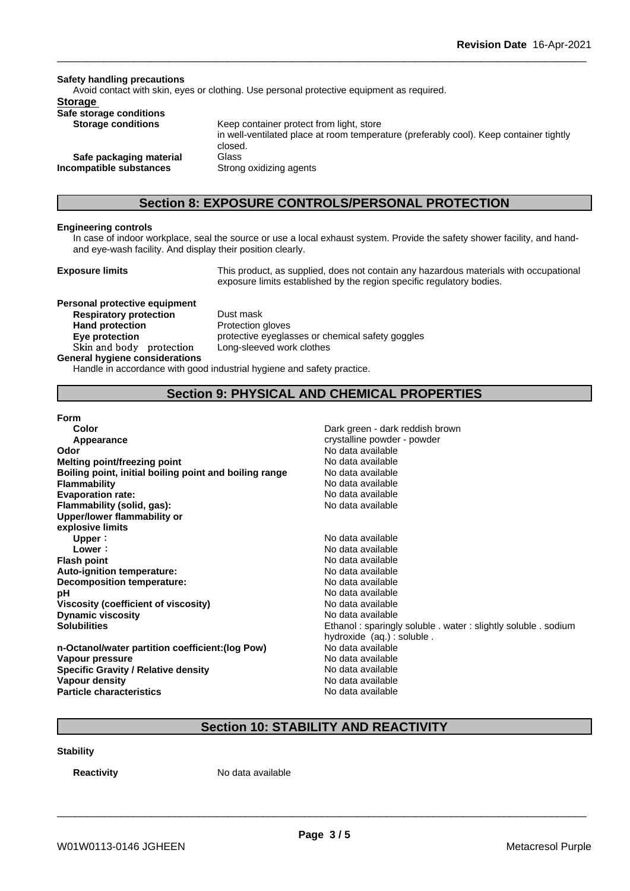**Safety handling precautions**

Avoid contact with skin, eyes or clothing. Use personal protective equipment as required.

**Storage**

**Safe storage conditions**

| | |
|---|---|
| **Storage conditions** | Keep container protect from light, store in well-ventilated place at room temperature (preferably cool). Keep container tightly closed. |
| **Safe packaging material** | Glass |
| **Incompatible substances** | Strong oxidizing agents |

## Section 8: EXPOSURE CONTROLS/PERSONAL PROTECTION

**Engineering controls**

In case of indoor workplace, seal the source or use a local exhaust system. Provide the safety shower facility, and hand- and eye-wash facility. And display their position clearly.

| | |
|---|---|
| **Exposure limits** | This product, as supplied, does not contain any hazardous materials with occupational exposure limits established by the region specific regulatory bodies. |

**Personal protective equipment**

| | |
|---|---|
| **Respiratory protection** | Dust mask |
| **Hand protection** | Protection gloves |
| **Eye protection** | protective eyeglasses or chemical safety goggles |
| Skin and body protection | Long-sleeved work clothes |

**General hygiene considerations**

Handle in accordance with good industrial hygiene and safety practice.

## Section 9: PHYSICAL AND CHEMICAL PROPERTIES

| | |
|---|---|
| **Form** | |
| **Color** | Dark green - dark reddish brown |
| **Appearance** | crystalline powder - powder |
| **Odor** | No data available |
| **Melting point/freezing point** | No data available |
| **Boiling point, initial boiling point and boiling range** | No data available |
| **Flammability** | No data available |
| **Evaporation rate:** | No data available |
| **Flammability (solid, gas):** | No data available |
| **Upper/lower flammability or explosive limits** | |
| **Upper：** | No data available |
| **Lower：** | No data available |
| **Flash point** | No data available |
| **Auto-ignition temperature:** | No data available |
| **Decomposition temperature:** | No data available |
| **pH** | No data available |
| **Viscosity (coefficient of viscosity)** | No data available |
| **Dynamic viscosity** | No data available |
| **Solubilities** | Ethanol : sparingly soluble . water : slightly soluble . sodium hydroxide (aq.) : soluble . |
| **n-Octanol/water partition coefficient:(log Pow)** | No data available |
| **Vapour pressure** | No data available |
| **Specific Gravity / Relative density** | No data available |
| **Vapour density** | No data available |
| **Particle characteristics** | No data available |

## Section 10: STABILITY AND REACTIVITY

**Stability**

| | |
|---|---|
| **Reactivity** | No data available |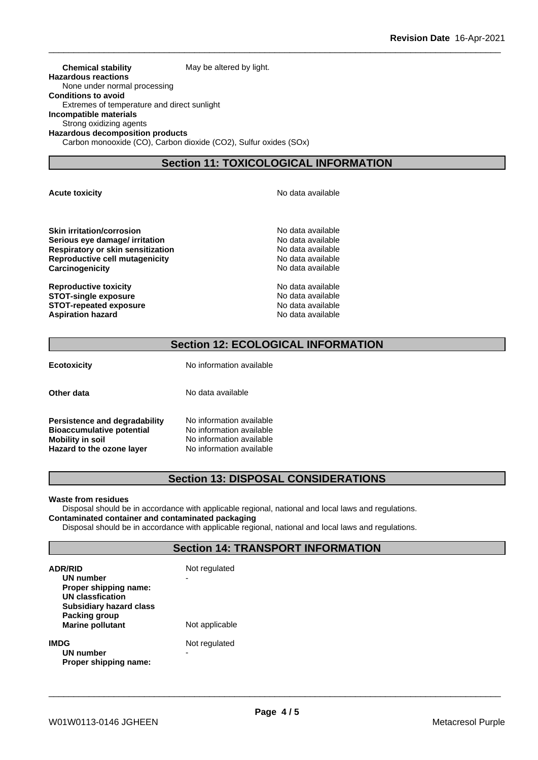**Chemical stability** May be altered by light.

**Hazardous reactions**

None under normal processing

**Conditions to avoid**

Extremes of temperature and direct sunlight

**Incompatible materials**

Strong oxidizing agents

**Hazardous decomposition products**

Carbon monooxide (CO), Carbon dioxide ($CO_2$), Sulfur oxides (SOx)

## Section 11: TOXICOLOGICAL INFORMATION

| | |
|---|---|
| **Acute toxicity** | No data available |
| **Skin irritation/corrosion** | No data available |
| **Serious eye damage/ irritation** | No data available |
| **Respiratory or skin sensitization** | No data available |
| **Reproductive cell mutagenicity** | No data available |
| **Carcinogenicity** | No data available |
| **Reproductive toxicity** | No data available |
| **STOT-single exposure** | No data available |
| **STOT-repeated exposure** | No data available |
| **Aspiration hazard** | No data available |

## Section 12: ECOLOGICAL INFORMATION

| | |
|---|---|
| **Ecotoxicity** | No information available |
| **Other data** | No data available |
| **Persistence and degradability** | No information available |
| **Bioaccumulative potential** | No information available |
| **Mobility in soil** | No information available |
| **Hazard to the ozone layer** | No information available |

## Section 13: DISPOSAL CONSIDERATIONS

**Waste from residues**

Disposal should be in accordance with applicable regional, national and local laws and regulations.

**Contaminated container and contaminated packaging**

Disposal should be in accordance with applicable regional, national and local laws and regulations.

## Section 14: TRANSPORT INFORMATION

| | |
|---|---|
| **ADR/RID** | Not regulated |
| **UN number** | - |
| **Proper shipping name:** | |
| **UN classfication** | |
| **Subsidiary hazard class** | |
| **Packing group** | |
| **Marine pollutant** | Not applicable |
| **IMDG** | Not regulated |
| **UN number** | - |
| **Proper shipping name:** | |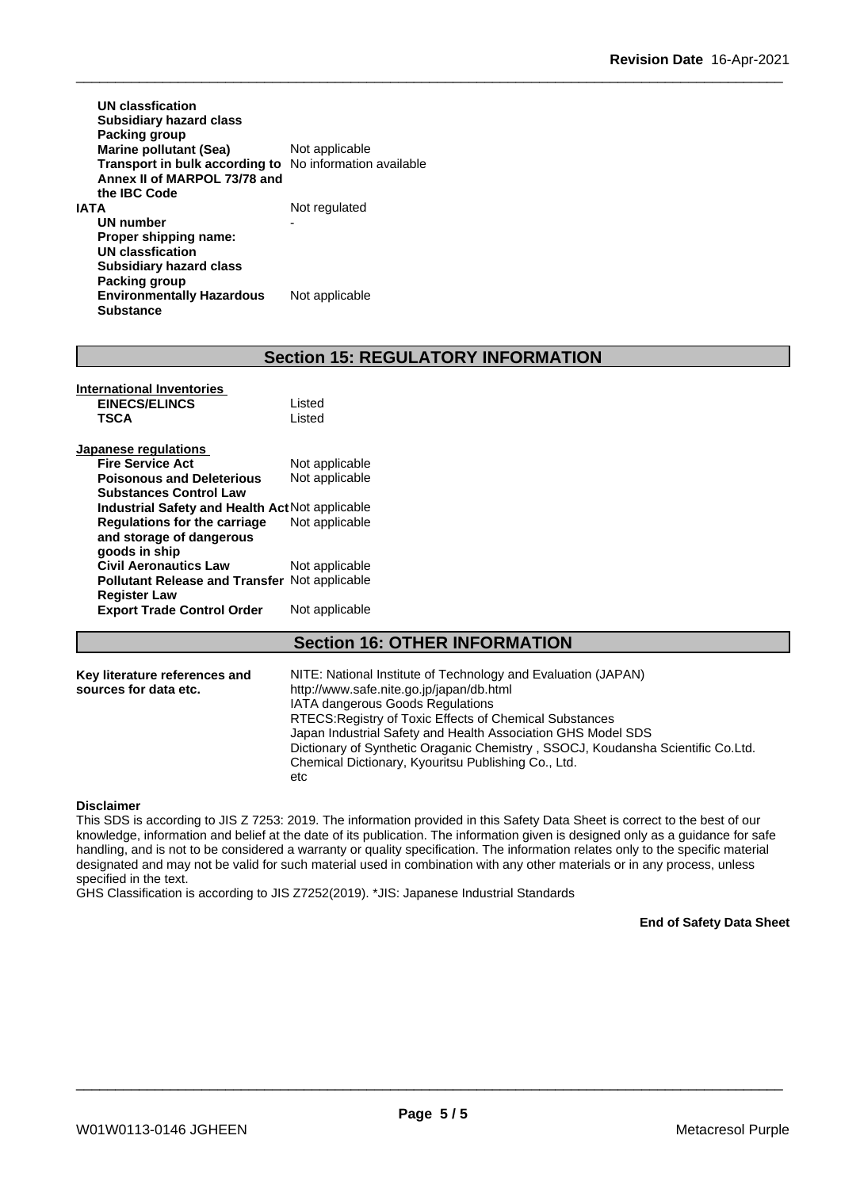| | |
|---|---|
| **UN classfication** | |
| **Subsidiary hazard class** | |
| **Packing group** | |
| **Marine pollutant (Sea)** | Not applicable |
| **Transport in bulk according to Annex II of MARPOL 73/78 and the IBC Code** | No information available |
| **IATA** | Not regulated |
| **UN number** | - |
| **Proper shipping name:** | |
| **UN classfication** | |
| **Subsidiary hazard class** | |
| **Packing group** | |
| **Environmentally Hazardous Substance** | Not applicable |

## Section 15: REGULATORY INFORMATION

**International Inventories**

| | |
|---|---|
| **EINECS/ELINCS** | Listed |
| **TSCA** | Listed |

**Japanese regulations**

| | |
|---|---|
| **Fire Service Act** | Not applicable |
| **Poisonous and Deleterious Substances Control Law** | Not applicable |
| **Industrial Safety and Health Act** | Not applicable |
| **Regulations for the carriage and storage of dangerous goods in ship** | Not applicable |
| **Civil Aeronautics Law** | Not applicable |
| **Pollutant Release and Transfer Register Law** | Not applicable |
| **Export Trade Control Order** | Not applicable |

## Section 16: OTHER INFORMATION

**Key literature references and sources for data etc.**

NITE: National Institute of Technology and Evaluation (JAPAN)
http://www.safe.nite.go.jp/japan/db.html
IATA dangerous Goods Regulations
RTECS:Registry of Toxic Effects of Chemical Substances
Japan Industrial Safety and Health Association GHS Model SDS
Dictionary of Synthetic Oraganic Chemistry , SSOCJ, Koudansha Scientific Co.Ltd.
Chemical Dictionary, Kyouritsu Publishing Co., Ltd.
etc

**Disclaimer**

This SDS is according to JIS Z 7253: 2019. The information provided in this Safety Data Sheet is correct to the best of our knowledge, information and belief at the date of its publication. The information given is designed only as a guidance for safe handling, and is not to be considered a warranty or quality specification. The information relates only to the specific material designated and may not be valid for such material used in combination with any other materials or in any process, unless specified in the text.

GHS Classification is according to JIS Z7252(2019). *JIS: Japanese Industrial Standards

**End of Safety Data Sheet**